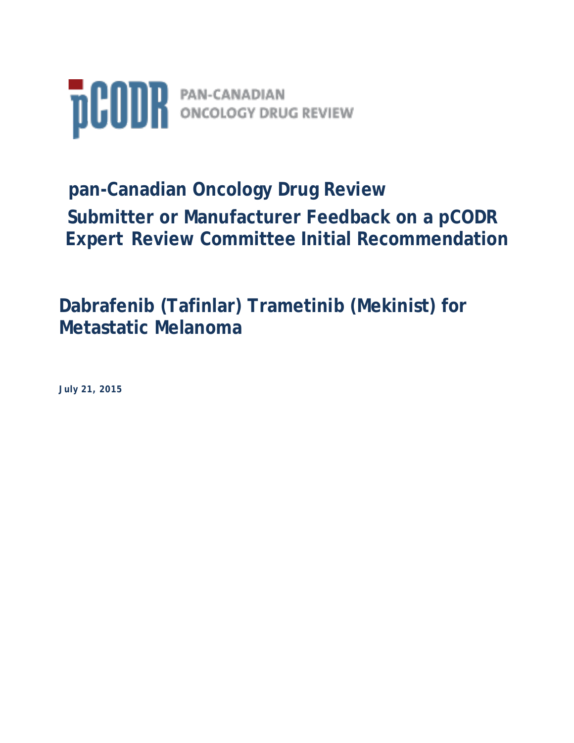pCODR PAN-CANADIAN ONCOLOGY DRUG REVIEW

# pan-Canadian Oncology Drug Review

# Submitter or Manufacturer Feedback on a pCODR Expert Review Committee Initial Recommendation

## Dabrafenib (Tafinlar) Trametinib (Mekinist) for Metastatic Melanoma

**July 21, 2015**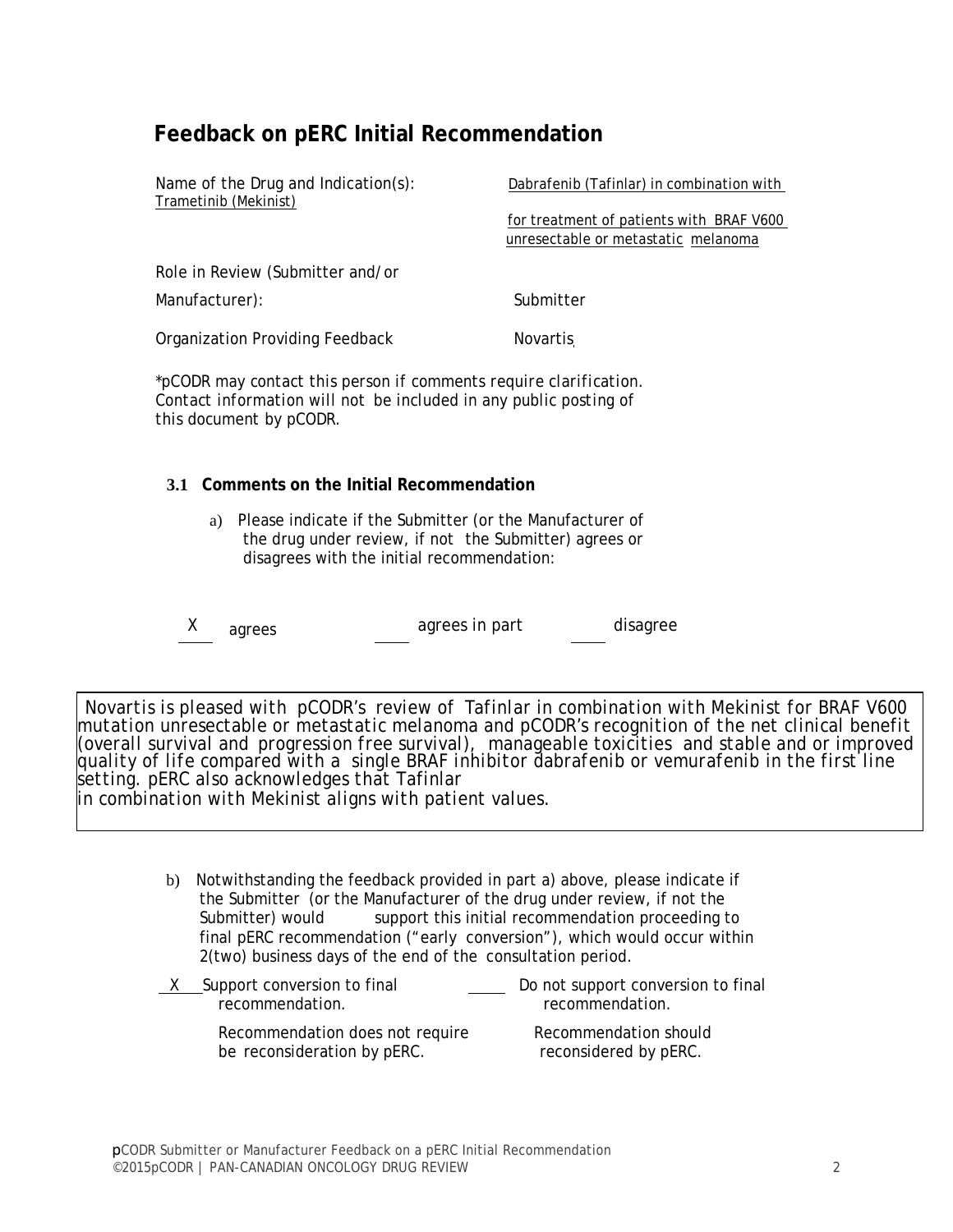# Feedback on pERC Initial Recommendation

Name of the Drug and Indication(s): Dabrafenib (Tafinlar) in combination with Trametinib (Mekinist) for treatment of patients with BRAF V600 unresectable or metastatic melanoma

Role in Review (Submitter and/or Manufacturer): Submitter

Organization Providing Feedback: Novartis

*pCODR may contact this person if comments require clarification. Contact information will not be included in any public posting of this document by pCODR.

## 3.1 Comments on the Initial Recommendation

a) Please indicate if the Submitter (or the Manufacturer of the drug under review, if not the Submitter) agrees or disagrees with the initial recommendation:

X agrees ____ agrees in part ____ disagree

*Novartis is pleased with pCODR's review of Tafinlar in combination with Mekinist for BRAF V600 mutation unresectable or metastatic melanoma and pCODR's recognition of the net clinical benefit (overall survival and progression free survival), manageable toxicities and stable and or improved quality of life compared with a single BRAF inhibitor dabrafenib or vemurafenib in the first line setting. pERC also acknowledges that Tafinlar in combination with Mekinist aligns with patient values.*

b) Notwithstanding the feedback provided in part a) above, please indicate if the Submitter (or the Manufacturer of the drug under review, if not the Submitter) would support this initial recommendation proceeding to final pERC recommendation ("early conversion"), which would occur within 2(two) business days of the end of the consultation period.

X Support conversion to final recommendation.

Recommendation does not require be reconsideration by pERC.

____ Do not support conversion to final recommendation.

Recommendation should reconsidered by pERC.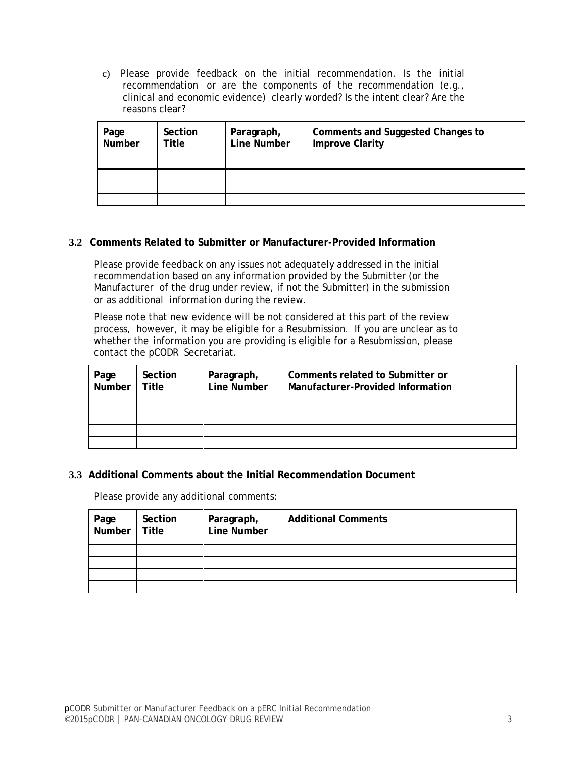c) Please provide feedback on the initial recommendation. Is the initial recommendation or are the components of the recommendation (e.g., clinical and economic evidence) clearly worded? Is the intent clear? Are the reasons clear?

| Page Number | Section Title | Paragraph, Line Number | Comments and Suggested Changes to Improve Clarity |
|---|---|---|---|
| | | | |
| | | | |
| | | | |
| | | | |

### 3.2 Comments Related to Submitter or Manufacturer-Provided Information

Please provide feedback on any issues not adequately addressed in the initial recommendation based on any information provided by the Submitter (or the Manufacturer of the drug under review, if not the Submitter) in the submission or as additional information during the review.

Please note that new evidence will be not considered at this part of the review process, however, it may be eligible for a Resubmission. If you are unclear as to whether the information you are providing is eligible for a Resubmission, please contact the pCODR Secretariat.

| Page Number | Section Title | Paragraph, Line Number | Comments related to Submitter or Manufacturer-Provided Information |
|---|---|---|---|
| | | | |
| | | | |
| | | | |
| | | | |

### 3.3 Additional Comments about the Initial Recommendation Document

Please provide any additional comments:

| Page Number | Section Title | Paragraph, Line Number | Additional Comments |
|---|---|---|---|
| | | | |
| | | | |
| | | | |
| | | | |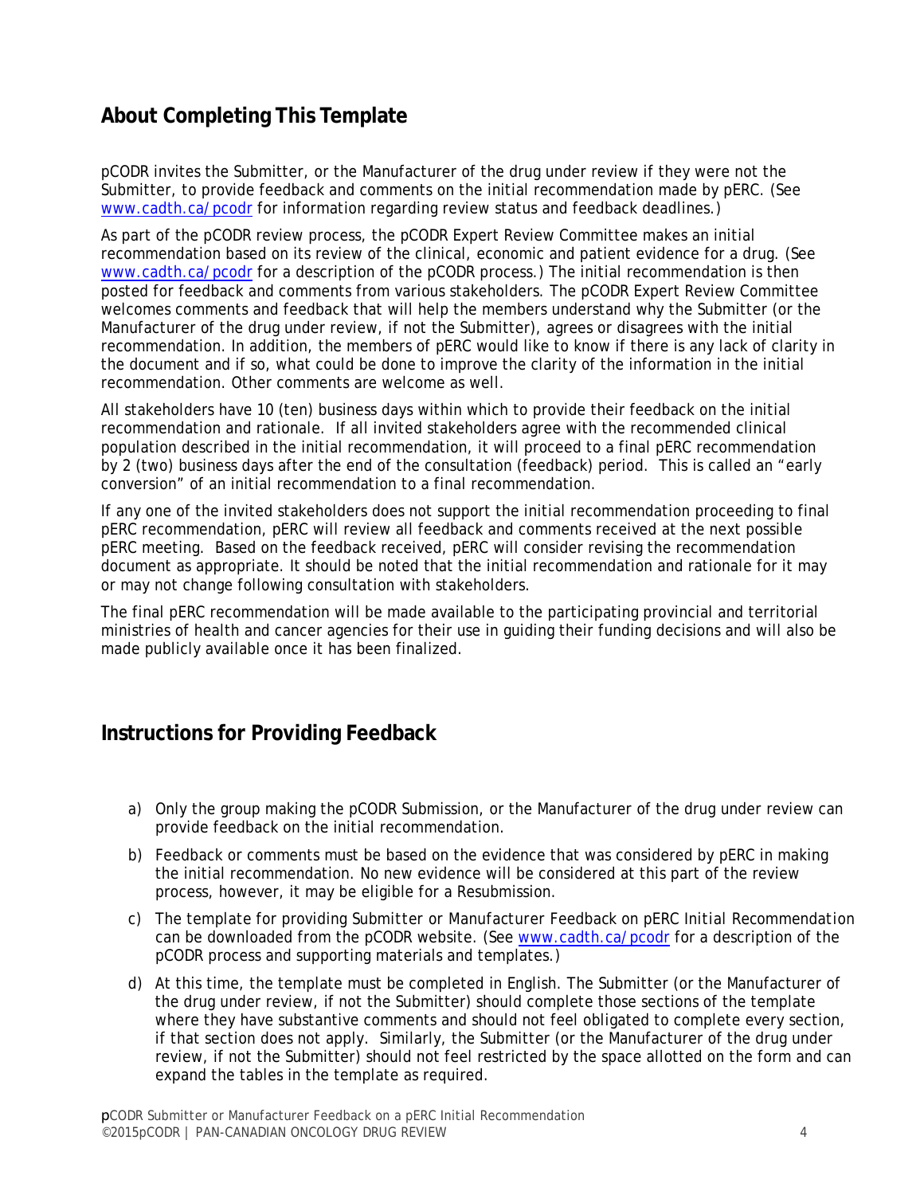## About Completing This Template

pCODR invites the Submitter, or the Manufacturer of the drug under review if they were not the Submitter, to provide feedback and comments on the initial recommendation made by pERC. (See www.cadth.ca/pcodr for information regarding review status and feedback deadlines.)

As part of the pCODR review process, the pCODR Expert Review Committee makes an initial recommendation based on its review of the clinical, economic and patient evidence for a drug. (See www.cadth.ca/pcodr for a description of the pCODR process.) The initial recommendation is then posted for feedback and comments from various stakeholders. The pCODR Expert Review Committee welcomes comments and feedback that will help the members understand why the Submitter (or the Manufacturer of the drug under review, if not the Submitter), agrees or disagrees with the initial recommendation. In addition, the members of pERC would like to know if there is any lack of clarity in the document and if so, what could be done to improve the clarity of the information in the initial recommendation. Other comments are welcome as well.

All stakeholders have 10 (ten) business days within which to provide their feedback on the initial recommendation and rationale. If all invited stakeholders agree with the recommended clinical population described in the initial recommendation, it will proceed to a final pERC recommendation by 2 (two) business days after the end of the consultation (feedback) period. This is called an "early conversion" of an initial recommendation to a final recommendation.

If any one of the invited stakeholders does not support the initial recommendation proceeding to final pERC recommendation, pERC will review all feedback and comments received at the next possible pERC meeting. Based on the feedback received, pERC will consider revising the recommendation document as appropriate. It should be noted that the initial recommendation and rationale for it may or may not change following consultation with stakeholders.

The final pERC recommendation will be made available to the participating provincial and territorial ministries of health and cancer agencies for their use in guiding their funding decisions and will also be made publicly available once it has been finalized.

## Instructions for Providing Feedback

a) Only the group making the pCODR Submission, or the Manufacturer of the drug under review can provide feedback on the initial recommendation.

b) Feedback or comments must be based on the evidence that was considered by pERC in making the initial recommendation. No new evidence will be considered at this part of the review process, however, it may be eligible for a Resubmission.

c) The template for providing *Submitter or Manufacturer Feedback on pERC Initial Recommendation* can be downloaded from the pCODR website. (See www.cadth.ca/pcodr for a description of the pCODR process and supporting materials and templates.)

d) At this time, the template must be completed in English. The Submitter (or the Manufacturer of the drug under review, if not the Submitter) should complete those sections of the template where they have substantive comments and should not feel obligated to complete every section, if that section does not apply. Similarly, the Submitter (or the Manufacturer of the drug under review, if not the Submitter) should not feel restricted by the space allotted on the form and can expand the tables in the template as required.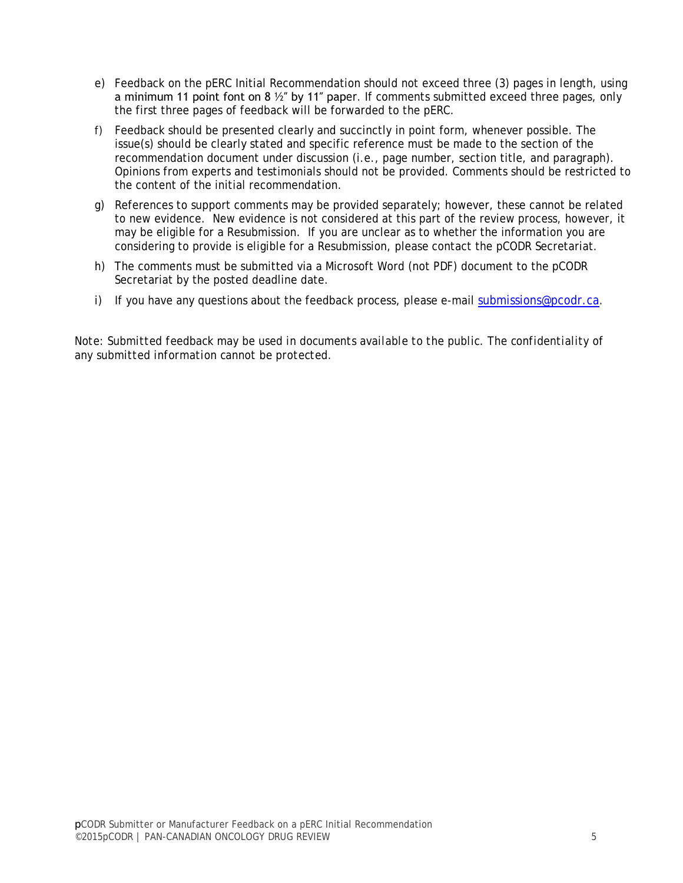e) Feedback on the pERC Initial Recommendation should not exceed three (3) pages in length, using a minimum 11 point font on 8 ½" by 11" paper. If comments submitted exceed three pages, only the first three pages of feedback will be forwarded to the pERC.

f) Feedback should be presented clearly and succinctly in point form, whenever possible. The issue(s) should be clearly stated and specific reference must be made to the section of the recommendation document under discussion (i.e., page number, section title, and paragraph). Opinions from experts and testimonials should not be provided. Comments should be restricted to the content of the initial recommendation.

g) References to support comments may be provided separately; however, these cannot be related to new evidence. New evidence is not considered at this part of the review process, however, it may be eligible for a Resubmission. If you are unclear as to whether the information you are considering to provide is eligible for a Resubmission, please contact the pCODR Secretariat.

h) The comments must be submitted via a Microsoft Word (not PDF) document to the pCODR Secretariat by the posted deadline date.

i) If you have any questions about the feedback process, please e-mail submissions@pcodr.ca.

*Note: Submitted feedback may be used in documents available to the public. The confidentiality of any submitted information cannot be protected.*